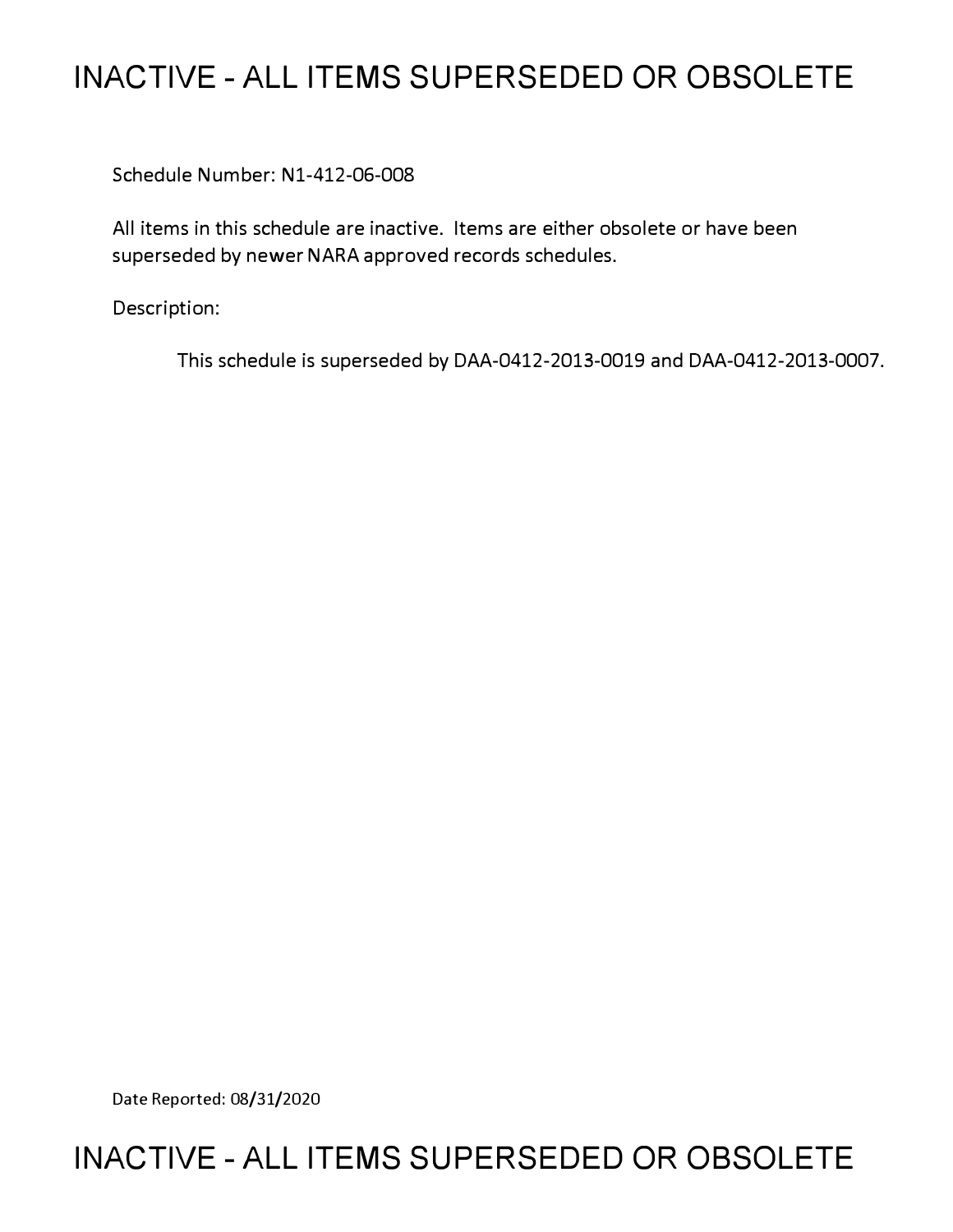# INACTIVE - ALL ITEMS SUPERSEDED OR OBSOLETE

Schedule Number: N1-412-06-008

All items in this schedule are inactive. Items are either obsolete or have been superseded by newer NARA approved records schedules.

Description:

This schedule is superseded by DAA-0412-2013-0019 and DAA-0412-2013-0007.

Date Reported: 08/31/2020

# INACTIVE - ALL ITEMS SUPERSEDED OR OBSOLETE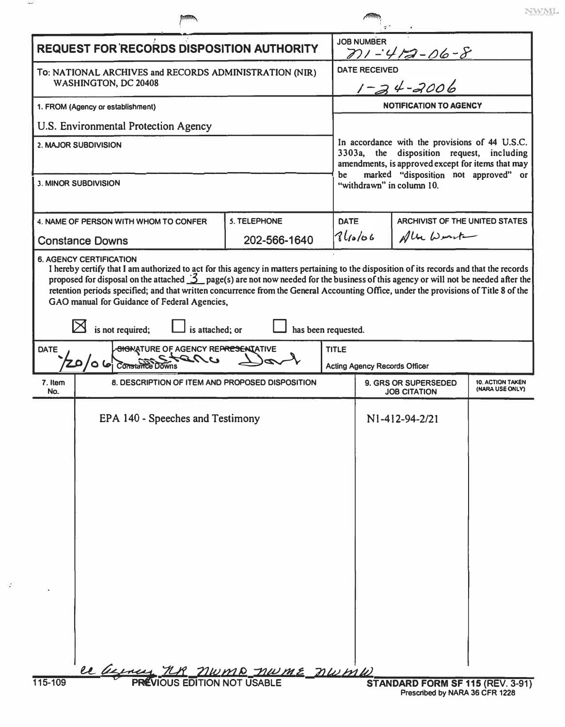# REQUEST FOR RECORDS DISPOSITION AUTHORITY

To: NATIONAL ARCHIVES and RECORDS ADMINISTRATION (NIR)
WASHINGTON, DC 20408

**JOB NUMBER:** N1-412-06-8

**DATE RECEIVED:** 1-24-2006

**1. FROM (Agency or establishment)**
U.S. Environmental Protection Agency

**2. MAJOR SUBDIVISION**

**3. MINOR SUBDIVISION**

**NOTIFICATION TO AGENCY**

In accordance with the provisions of 44 U.S.C. 3303a, the disposition request, including amendments, is approved except for items that may be marked "disposition not approved" or "withdrawn" in column 10.

| 4. NAME OF PERSON WITH WHOM TO CONFER | 5. TELEPHONE | DATE | ARCHIVIST OF THE UNITED STATES |
|---|---|---|---|
| Constance Downs | 202-566-1640 | 3/6/06 | Allen Weinstein |

**6. AGENCY CERTIFICATION**

I hereby certify that I am authorized to act for this agency in matters pertaining to the disposition of its records and that the records proposed for disposal on the attached 3 page(s) are not now needed for the business of this agency or will not be needed after the retention periods specified; and that written concurrence from the General Accounting Office, under the provisions of Title 8 of the GAO manual for Guidance of Federal Agencies,

- [x] is not required;
- [ ] is attached; or
- [ ] has been requested.

| DATE | SIGNATURE OF AGENCY REPRESENTATIVE | TITLE |
|---|---|---|
| 1/20/06 | Constance Downs | Acting Agency Records Officer |

| 7. Item No. | 8. DESCRIPTION OF ITEM AND PROPOSED DISPOSITION | 9. GRS OR SUPERSEDED JOB CITATION | 10. ACTION TAKEN (NARA USE ONLY) |
|---|---|---|---|
| | EPA 140 - Speeches and Testimony | N1-412-94-2/21 | |

cc Agency, NR, NWMD, NWME, NWMW

115-109 PREVIOUS EDITION NOT USABLE

STANDARD FORM SF 115 (REV. 3-91)
Prescribed by NARA 36 CFR 1228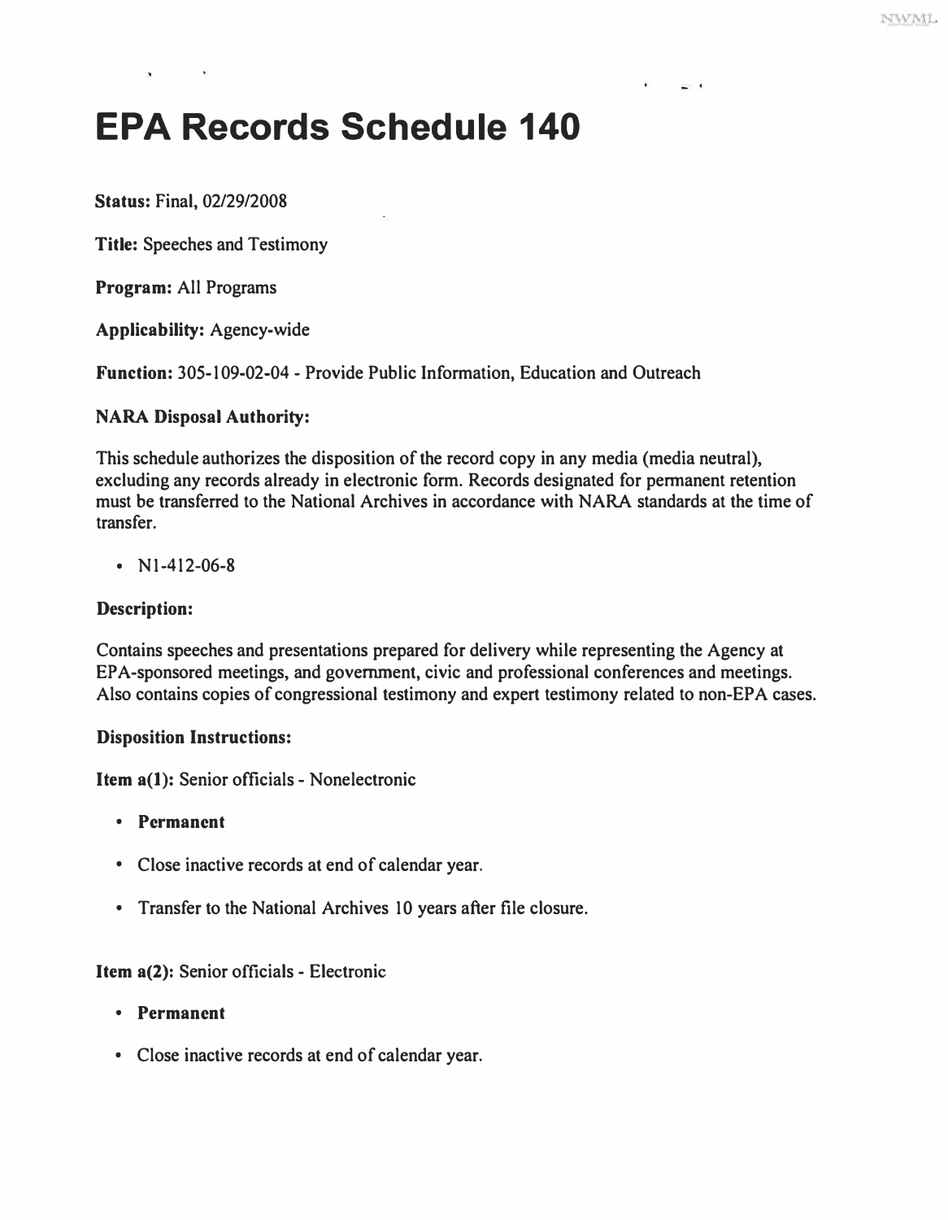# EPA Records Schedule 140

**Status:** Final, 02/29/2008

**Title:** Speeches and Testimony

**Program:** All Programs

**Applicability:** Agency-wide

**Function:** 305-109-02-04 - Provide Public Information, Education and Outreach

**NARA Disposal Authority:**

This schedule authorizes the disposition of the record copy in any media (media neutral), excluding any records already in electronic form. Records designated for permanent retention must be transferred to the National Archives in accordance with NARA standards at the time of transfer.

- N1-412-06-8

**Description:**

Contains speeches and presentations prepared for delivery while representing the Agency at EPA-sponsored meetings, and government, civic and professional conferences and meetings. Also contains copies of congressional testimony and expert testimony related to non-EPA cases.

**Disposition Instructions:**

**Item a(1):** Senior officials - Nonelectronic

- **Permanent**
- Close inactive records at end of calendar year.
- Transfer to the National Archives 10 years after file closure.

**Item a(2):** Senior officials - Electronic

- **Permanent**
- Close inactive records at end of calendar year.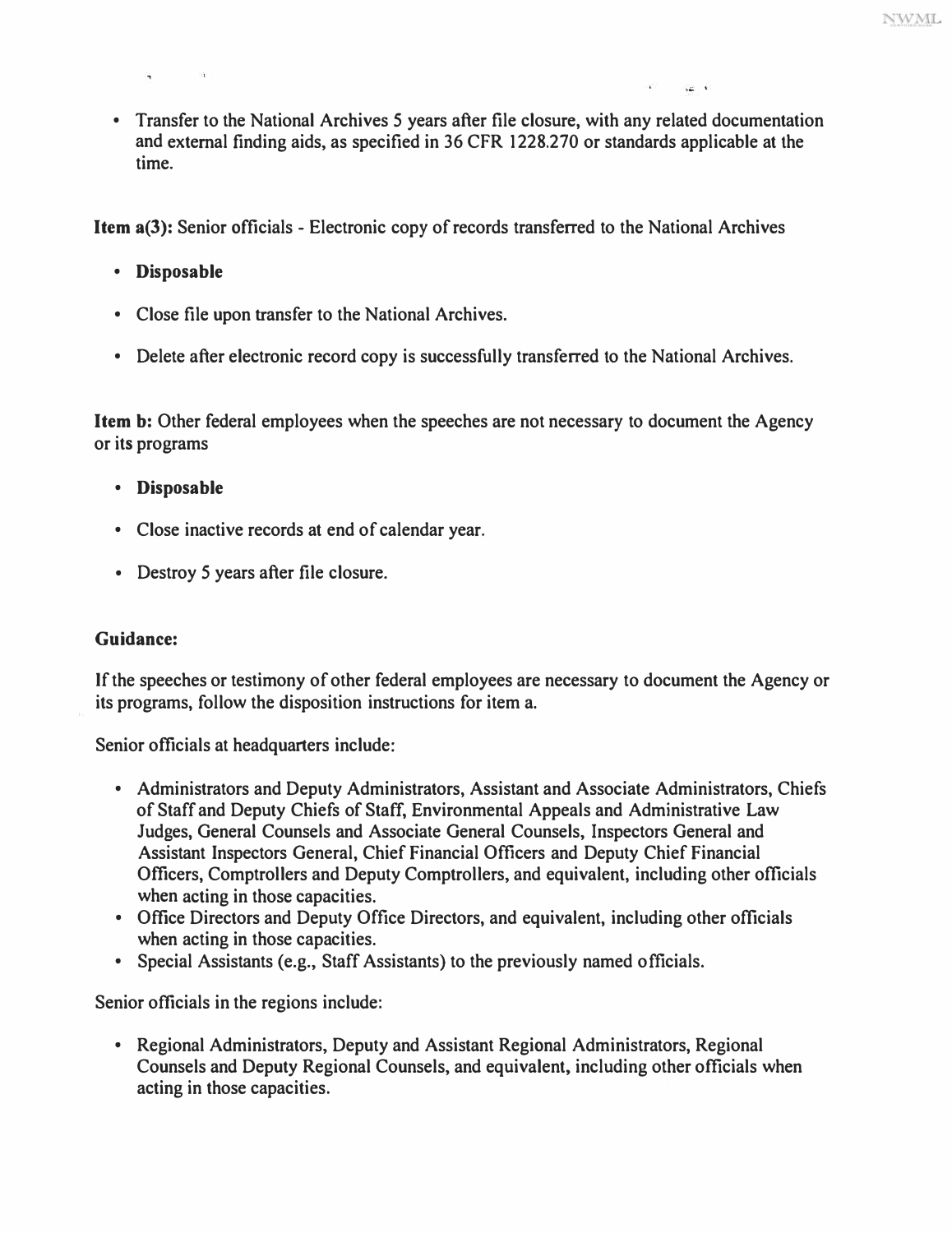- Transfer to the National Archives 5 years after file closure, with any related documentation and external finding aids, as specified in 36 CFR 1228.270 or standards applicable at the time.

**Item a(3):** Senior officials - Electronic copy of records transferred to the National Archives

- **Disposable**
- Close file upon transfer to the National Archives.
- Delete after electronic record copy is successfully transferred to the National Archives.

**Item b:** Other federal employees when the speeches are not necessary to document the Agency or its programs

- **Disposable**
- Close inactive records at end of calendar year.
- Destroy 5 years after file closure.

**Guidance:**

If the speeches or testimony of other federal employees are necessary to document the Agency or its programs, follow the disposition instructions for item a.

Senior officials at headquarters include:

- Administrators and Deputy Administrators, Assistant and Associate Administrators, Chiefs of Staff and Deputy Chiefs of Staff, Environmental Appeals and Administrative Law Judges, General Counsels and Associate General Counsels, Inspectors General and Assistant Inspectors General, Chief Financial Officers and Deputy Chief Financial Officers, Comptrollers and Deputy Comptrollers, and equivalent, including other officials when acting in those capacities.
- Office Directors and Deputy Office Directors, and equivalent, including other officials when acting in those capacities.
- Special Assistants (e.g., Staff Assistants) to the previously named officials.

Senior officials in the regions include:

- Regional Administrators, Deputy and Assistant Regional Administrators, Regional Counsels and Deputy Regional Counsels, and equivalent, including other officials when acting in those capacities.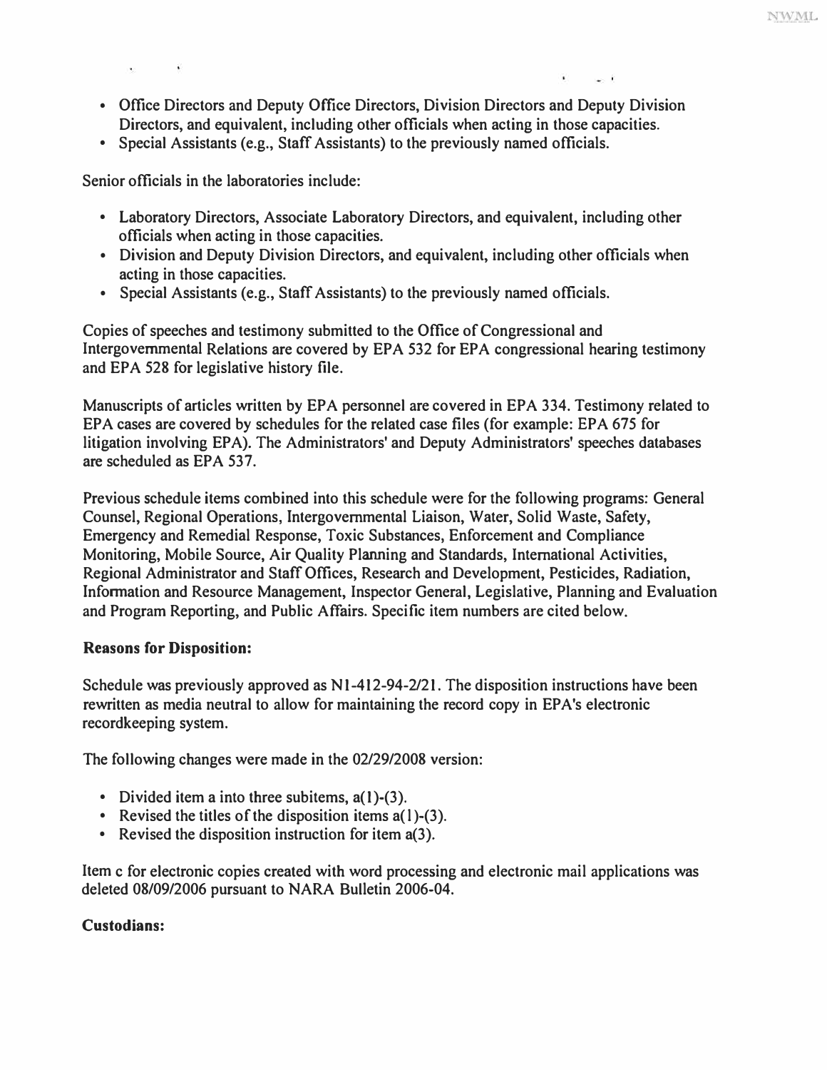- Office Directors and Deputy Office Directors, Division Directors and Deputy Division Directors, and equivalent, including other officials when acting in those capacities.
- Special Assistants (e.g., Staff Assistants) to the previously named officials.

Senior officials in the laboratories include:

- Laboratory Directors, Associate Laboratory Directors, and equivalent, including other officials when acting in those capacities.
- Division and Deputy Division Directors, and equivalent, including other officials when acting in those capacities.
- Special Assistants (e.g., Staff Assistants) to the previously named officials.

Copies of speeches and testimony submitted to the Office of Congressional and Intergovernmental Relations are covered by EPA 532 for EPA congressional hearing testimony and EPA 528 for legislative history file.

Manuscripts of articles written by EPA personnel are covered in EPA 334. Testimony related to EPA cases are covered by schedules for the related case files (for example: EPA 675 for litigation involving EPA). The Administrators' and Deputy Administrators' speeches databases are scheduled as EPA 537.

Previous schedule items combined into this schedule were for the following programs: General Counsel, Regional Operations, Intergovernmental Liaison, Water, Solid Waste, Safety, Emergency and Remedial Response, Toxic Substances, Enforcement and Compliance Monitoring, Mobile Source, Air Quality Planning and Standards, International Activities, Regional Administrator and Staff Offices, Research and Development, Pesticides, Radiation, Information and Resource Management, Inspector General, Legislative, Planning and Evaluation and Program Reporting, and Public Affairs. Specific item numbers are cited below.

**Reasons for Disposition:**

Schedule was previously approved as N1-412-94-2/21. The disposition instructions have been rewritten as media neutral to allow for maintaining the record copy in EPA's electronic recordkeeping system.

The following changes were made in the 02/29/2008 version:

- Divided item a into three subitems, a(1)-(3).
- Revised the titles of the disposition items a(1)-(3).
- Revised the disposition instruction for item a(3).

Item c for electronic copies created with word processing and electronic mail applications was deleted 08/09/2006 pursuant to NARA Bulletin 2006-04.

**Custodians:**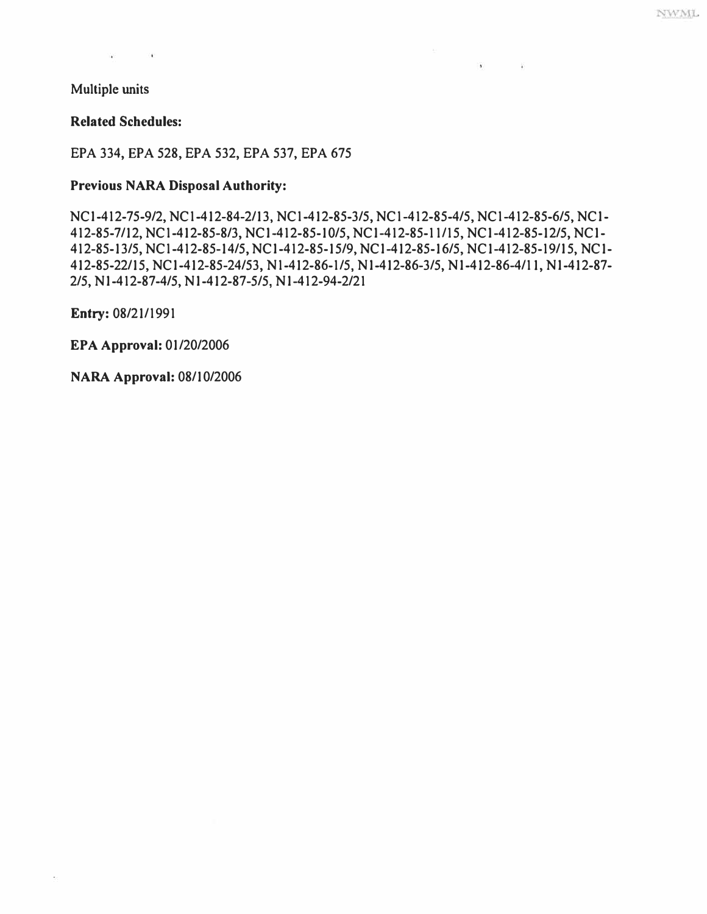Multiple units

**Related Schedules:**

EPA 334, EPA 528, EPA 532, EPA 537, EPA 675

**Previous NARA Disposal Authority:**

NC1-412-75-9/2, NC1-412-84-2/13, NC1-412-85-3/5, NC1-412-85-4/5, NC1-412-85-6/5, NC1-412-85-7/12, NC1-412-85-8/3, NC1-412-85-10/5, NC1-412-85-11/15, NC1-412-85-12/5, NC1-412-85-13/5, NC1-412-85-14/5, NC1-412-85-15/9, NC1-412-85-16/5, NC1-412-85-19/15, NC1-412-85-22/15, NC1-412-85-24/53, N1-412-86-1/5, N1-412-86-3/5, N1-412-86-4/11, N1-412-87-2/5, N1-412-87-4/5, N1-412-87-5/5, N1-412-94-2/21

**Entry:** 08/21/1991

**EPA Approval:** 01/20/2006

**NARA Approval:** 08/10/2006